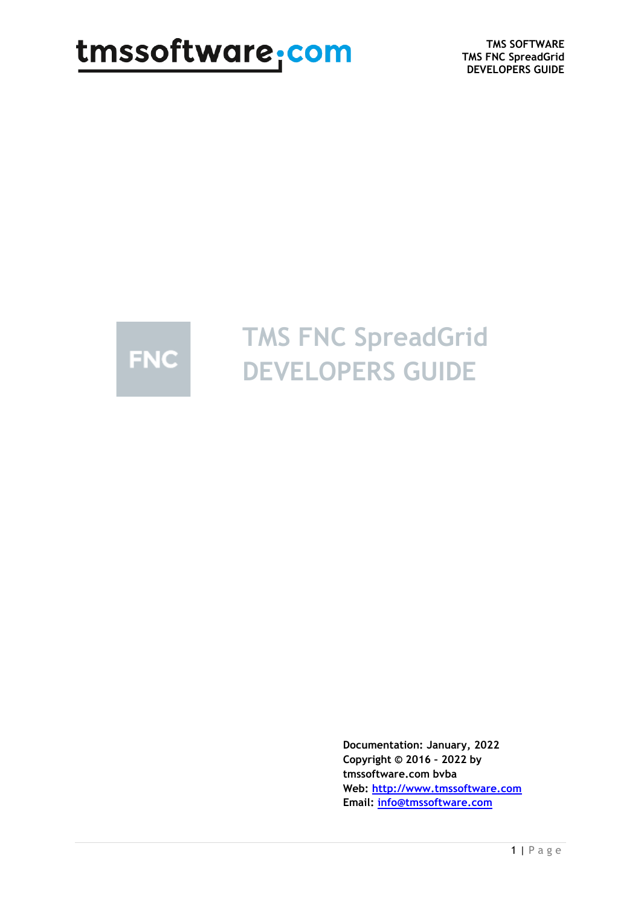# TMS FNC SpreadGrid DEVELOPERS GUIDE

**Documentation: January, 2022**
**Copyright © 2016 – 2022 by tmssoftware.com bvba**
**Web: [http://www.tmssoftware.com](http://www.tmssoftware.com)**
**Email: [info@tmssoftware.com](mailto:info@tmssoftware.com)**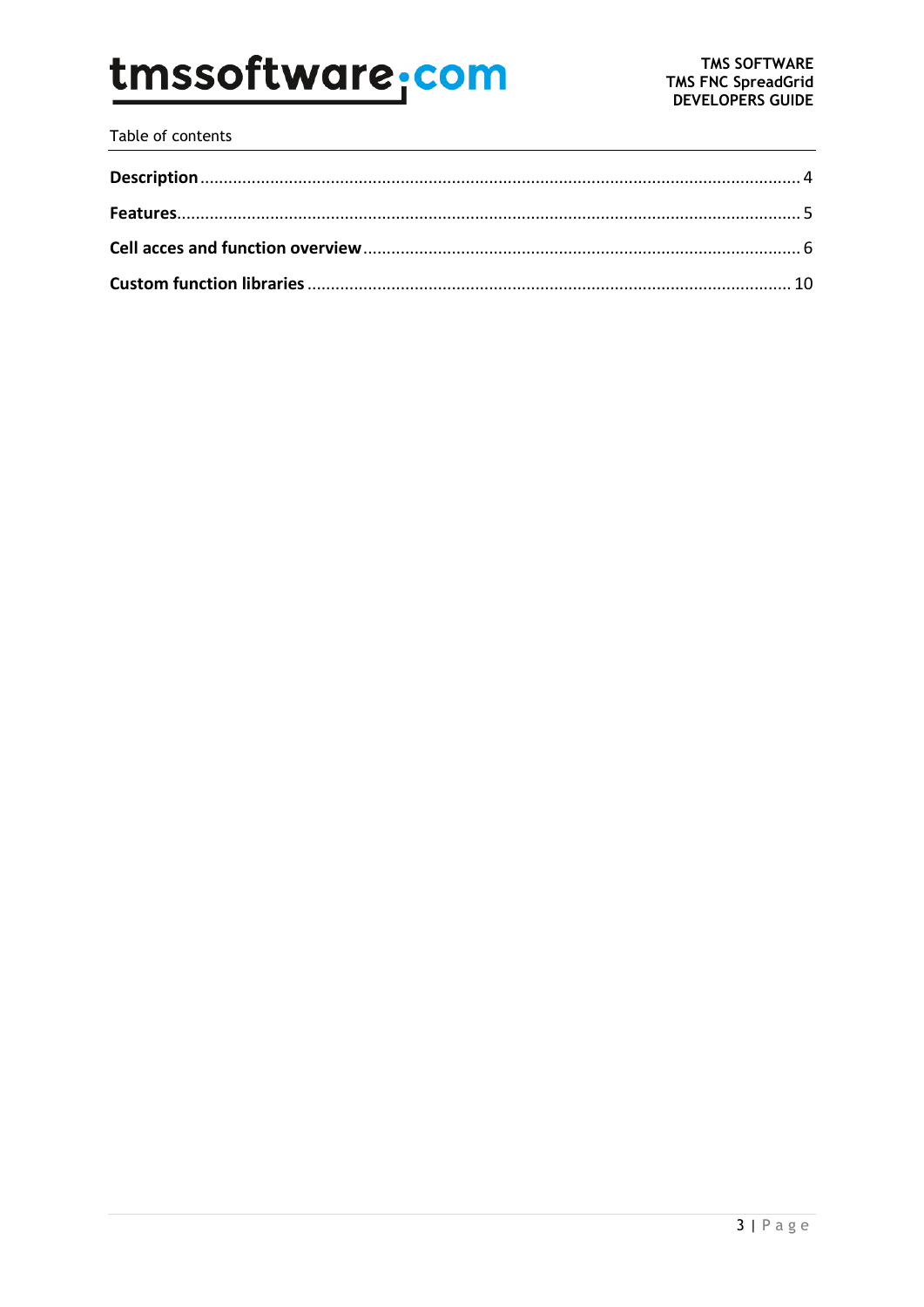Table of contents

**Description** ................................................................................................................................ 4

**Features**...................................................................................................................................... 5

**Cell acces and function overview** ............................................................................................ 6

**Custom function libraries** ....................................................................................................... 10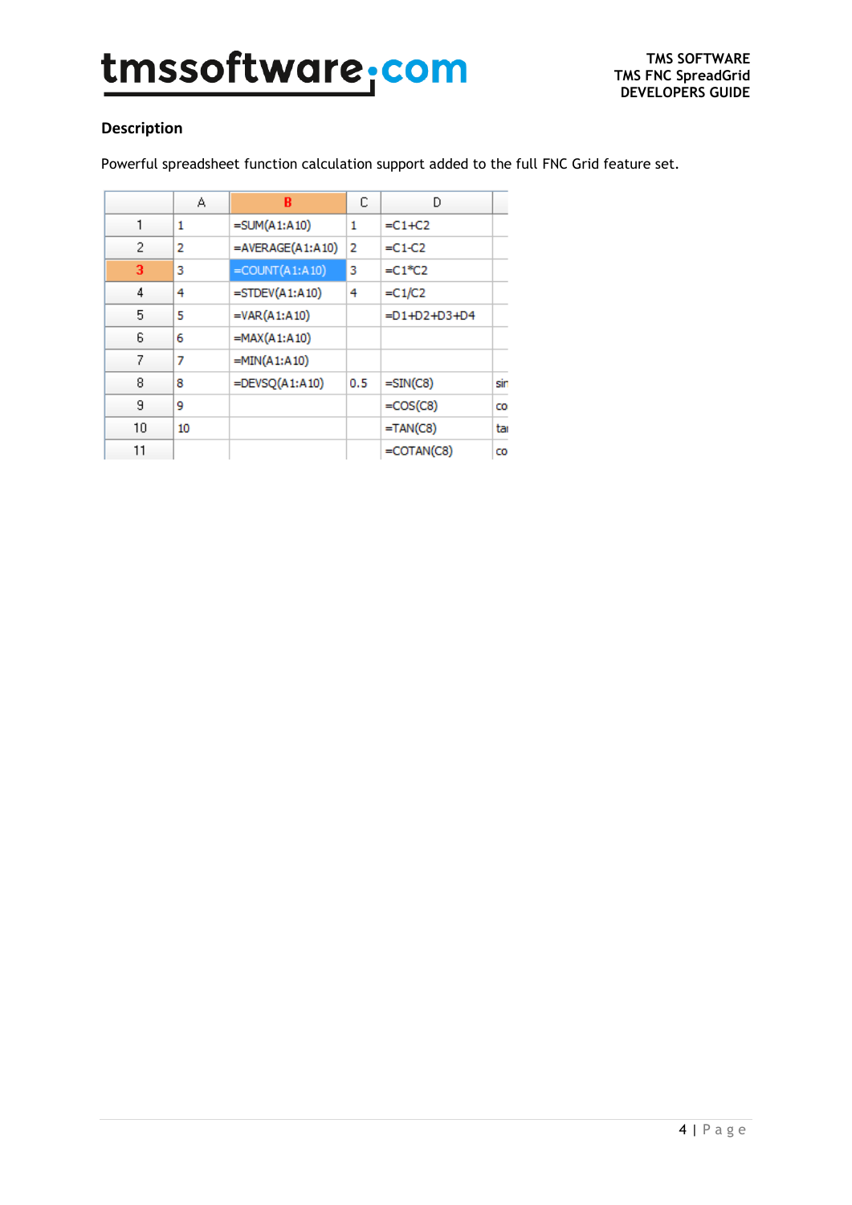### Description

Powerful spreadsheet function calculation support added to the full FNC Grid feature set.

| | A | B | C | D | |
|---|---|---|---|---|---|
| 1 | 1 | =SUM(A1:A10) | 1 | =C1+C2 | |
| 2 | 2 | =AVERAGE(A1:A10) | 2 | =C1-C2 | |
| 3 | 3 | =COUNT(A1:A10) | 3 | =C1*C2 | |
| 4 | 4 | =STDEV(A1:A10) | 4 | =C1/C2 | |
| 5 | 5 | =VAR(A1:A10) | | =D1+D2+D3+D4 | |
| 6 | 6 | =MAX(A1:A10) | | | |
| 7 | 7 | =MIN(A1:A10) | | | |
| 8 | 8 | =DEVSQ(A1:A10) | 0.5 | =SIN(C8) | sir |
| 9 | 9 | | | =COS(C8) | co |
| 10 | 10 | | | =TAN(C8) | ta |
| 11 | | | | =COTAN(C8) | co |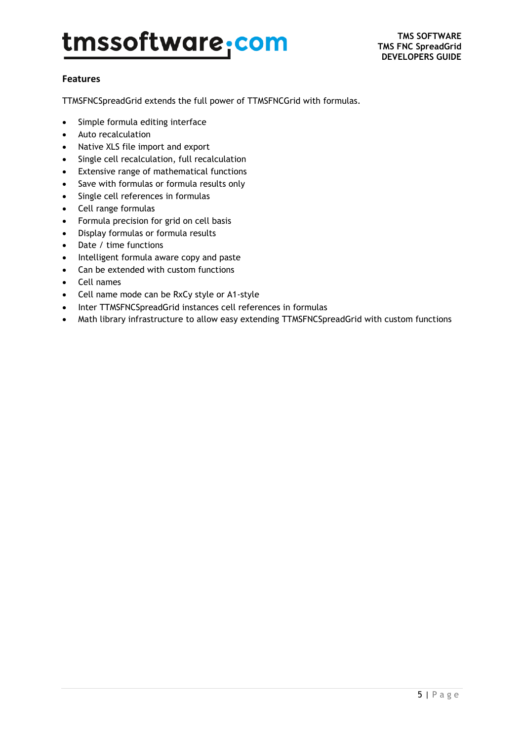## Features

TTMSFNCSpreadGrid extends the full power of TTMSFNCGrid with formulas.

- Simple formula editing interface
- Auto recalculation
- Native XLS file import and export
- Single cell recalculation, full recalculation
- Extensive range of mathematical functions
- Save with formulas or formula results only
- Single cell references in formulas
- Cell range formulas
- Formula precision for grid on cell basis
- Display formulas or formula results
- Date / time functions
- Intelligent formula aware copy and paste
- Can be extended with custom functions
- Cell names
- Cell name mode can be RxCy style or A1-style
- Inter TTMSFNCSpreadGrid instances cell references in formulas
- Math library infrastructure to allow easy extending TTMSFNCSpreadGrid with custom functions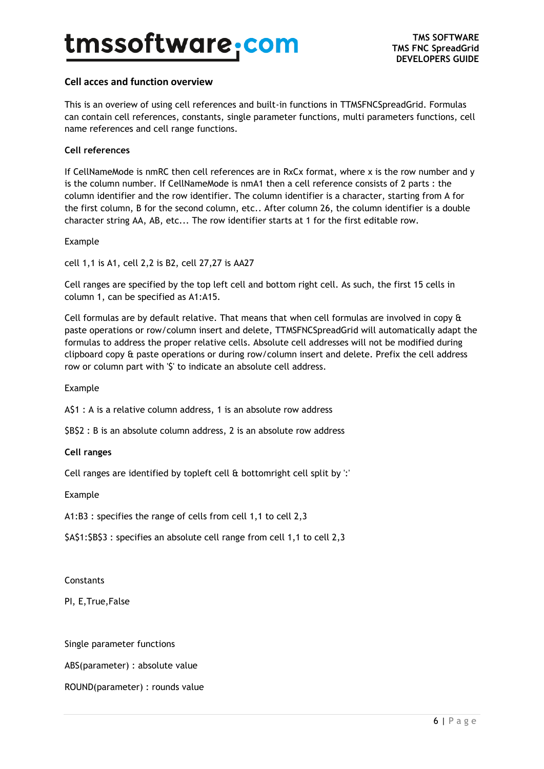## Cell acces and function overview

This is an overview of using cell references and built-in functions in TTMSFNCSpreadGrid. Formulas can contain cell references, constants, single parameter functions, multi parameters functions, cell name references and cell range functions.

### Cell references

If CellNameMode is nmRC then cell references are in RxCx format, where x is the row number and y is the column number. If CellNameMode is nmA1 then a cell reference consists of 2 parts : the column identifier and the row identifier. The column identifier is a character, starting from A for the first column, B for the second column, etc.. After column 26, the column identifier is a double character string AA, AB, etc... The row identifier starts at 1 for the first editable row.

Example

cell 1,1 is A1, cell 2,2 is B2, cell 27,27 is AA27

Cell ranges are specified by the top left cell and bottom right cell. As such, the first 15 cells in column 1, can be specified as A1:A15.

Cell formulas are by default relative. That means that when cell formulas are involved in copy & paste operations or row/column insert and delete, TTMSFNCSpreadGrid will automatically adapt the formulas to address the proper relative cells. Absolute cell addresses will not be modified during clipboard copy & paste operations or during row/column insert and delete. Prefix the cell address row or column part with '$' to indicate an absolute cell address.

Example

A$1 : A is a relative column address, 1 is an absolute row address

$B$2 : B is an absolute column address, 2 is an absolute row address

### Cell ranges

Cell ranges are identified by topleft cell & bottomright cell split by ':'

Example

A1:B3 : specifies the range of cells from cell 1,1 to cell 2,3

$A$1:$B$3 : specifies an absolute cell range from cell 1,1 to cell 2,3

Constants

PI, E,True,False

Single parameter functions

ABS(parameter) : absolute value

ROUND(parameter) : rounds value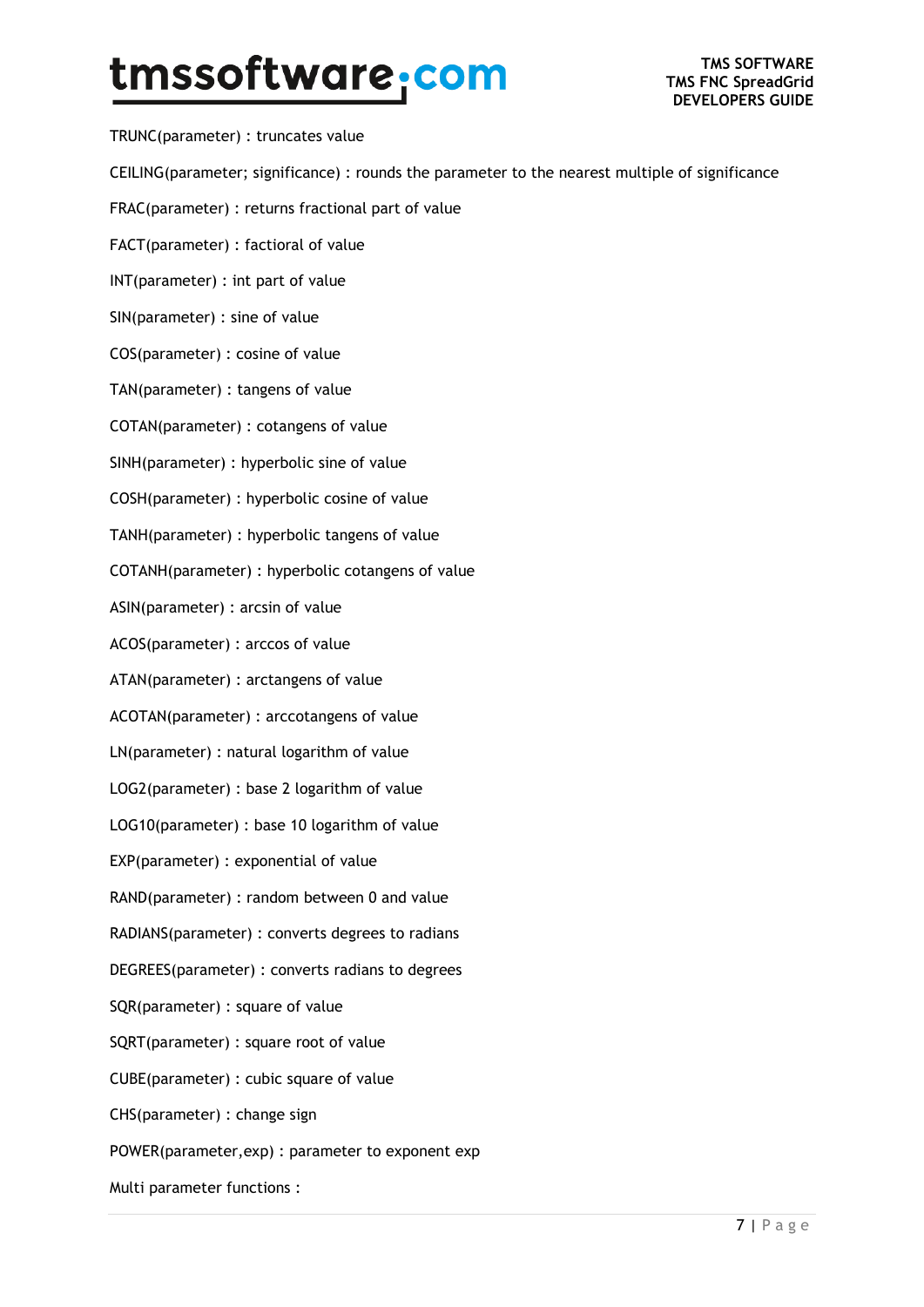TRUNC(parameter) : truncates value

CEILING(parameter; significance) : rounds the parameter to the nearest multiple of significance

FRAC(parameter) : returns fractional part of value

FACT(parameter) : factioral of value

INT(parameter) : int part of value

SIN(parameter) : sine of value

COS(parameter) : cosine of value

TAN(parameter) : tangens of value

COTAN(parameter) : cotangens of value

SINH(parameter) : hyperbolic sine of value

COSH(parameter) : hyperbolic cosine of value

TANH(parameter) : hyperbolic tangens of value

COTANH(parameter) : hyperbolic cotangens of value

ASIN(parameter) : arcsin of value

ACOS(parameter) : arccos of value

ATAN(parameter) : arctangens of value

ACOTAN(parameter) : arccotangens of value

LN(parameter) : natural logarithm of value

LOG2(parameter) : base 2 logarithm of value

LOG10(parameter) : base 10 logarithm of value

EXP(parameter) : exponential of value

RAND(parameter) : random between 0 and value

RADIANS(parameter) : converts degrees to radians

DEGREES(parameter) : converts radians to degrees

SQR(parameter) : square of value

SQRT(parameter) : square root of value

CUBE(parameter) : cubic square of value

CHS(parameter) : change sign

POWER(parameter,exp) : parameter to exponent exp

Multi parameter functions :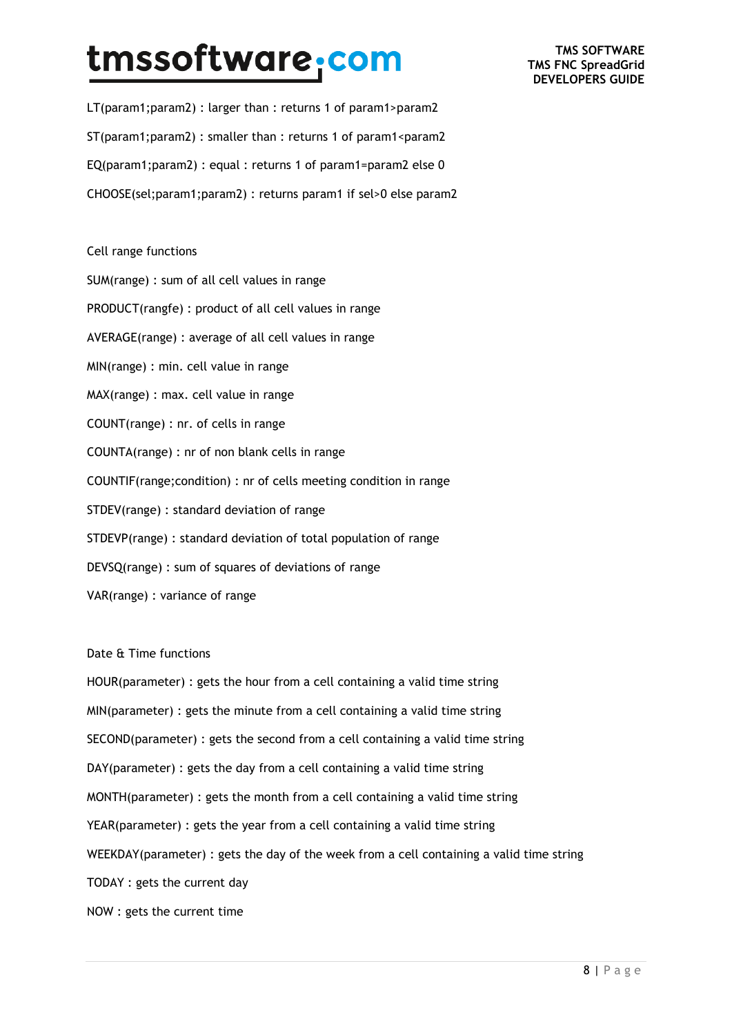LT(param1;param2) : larger than : returns 1 of param1>param2

ST(param1;param2) : smaller than : returns 1 of param1<param2

EQ(param1;param2) : equal : returns 1 of param1=param2 else 0

CHOOSE(sel;param1;param2) : returns param1 if sel>0 else param2

Cell range functions

SUM(range) : sum of all cell values in range

PRODUCT(rangfe) : product of all cell values in range

AVERAGE(range) : average of all cell values in range

MIN(range) : min. cell value in range

MAX(range) : max. cell value in range

COUNT(range) : nr. of cells in range

COUNTA(range) : nr of non blank cells in range

COUNTIF(range;condition) : nr of cells meeting condition in range

STDEV(range) : standard deviation of range

STDEVP(range) : standard deviation of total population of range

DEVSQ(range) : sum of squares of deviations of range

VAR(range) : variance of range

Date & Time functions

HOUR(parameter) : gets the hour from a cell containing a valid time string

MIN(parameter) : gets the minute from a cell containing a valid time string

SECOND(parameter) : gets the second from a cell containing a valid time string

DAY(parameter) : gets the day from a cell containing a valid time string

MONTH(parameter) : gets the month from a cell containing a valid time string

YEAR(parameter) : gets the year from a cell containing a valid time string

WEEKDAY(parameter) : gets the day of the week from a cell containing a valid time string

TODAY : gets the current day

NOW : gets the current time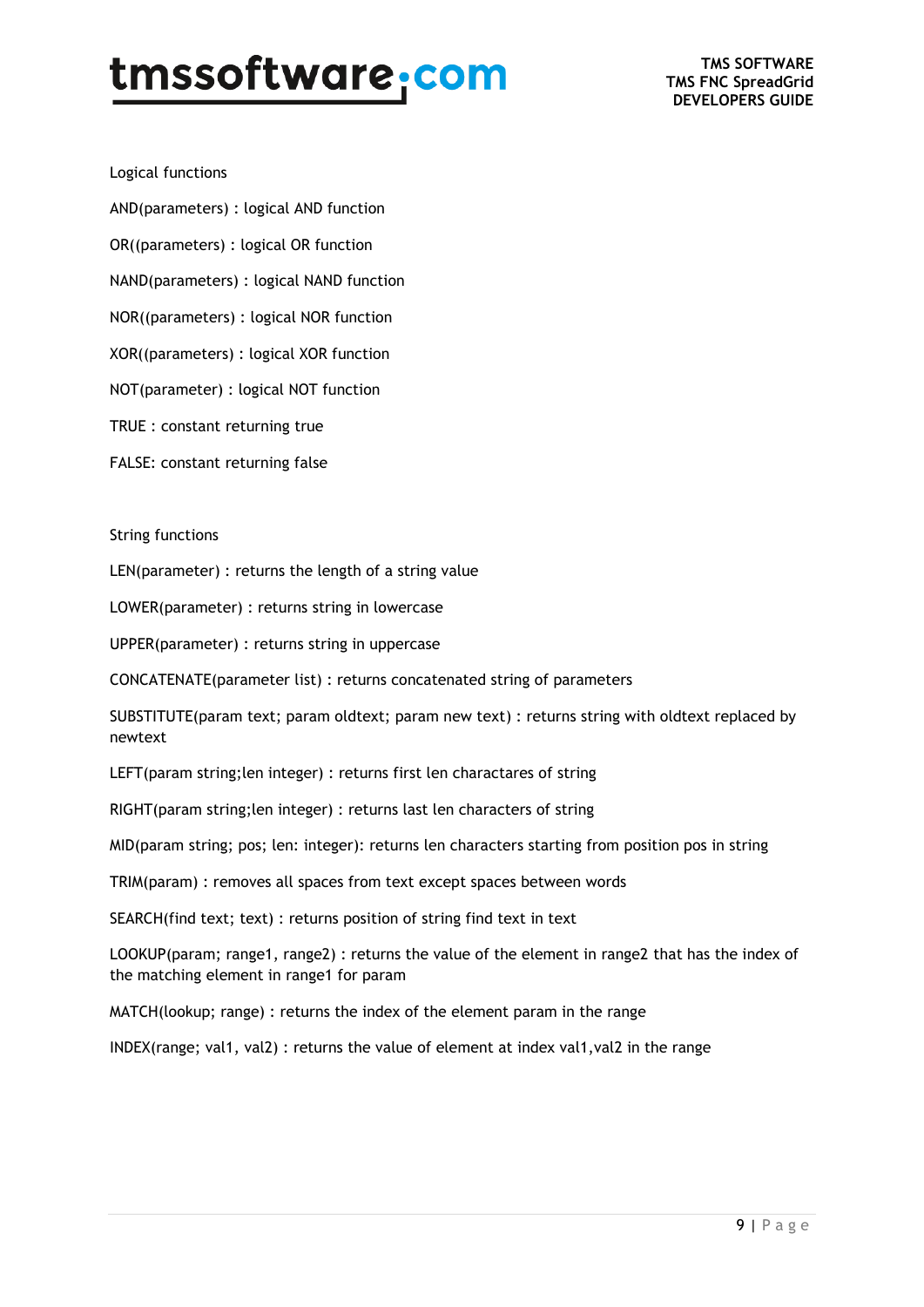Logical functions

AND(parameters) : logical AND function

OR((parameters) : logical OR function

NAND(parameters) : logical NAND function

NOR((parameters) : logical NOR function

XOR((parameters) : logical XOR function

NOT(parameter) : logical NOT function

TRUE : constant returning true

FALSE: constant returning false

String functions

LEN(parameter) : returns the length of a string value

LOWER(parameter) : returns string in lowercase

UPPER(parameter) : returns string in uppercase

CONCATENATE(parameter list) : returns concatenated string of parameters

SUBSTITUTE(param text; param oldtext; param new text) : returns string with oldtext replaced by newtext

LEFT(param string;len integer) : returns first len charactares of string

RIGHT(param string;len integer) : returns last len characters of string

MID(param string; pos; len: integer): returns len characters starting from position pos in string

TRIM(param) : removes all spaces from text except spaces between words

SEARCH(find text; text) : returns position of string find text in text

LOOKUP(param; range1, range2) : returns the value of the element in range2 that has the index of the matching element in range1 for param

MATCH(lookup; range) : returns the index of the element param in the range

INDEX(range; val1, val2) : returns the value of element at index val1,val2 in the range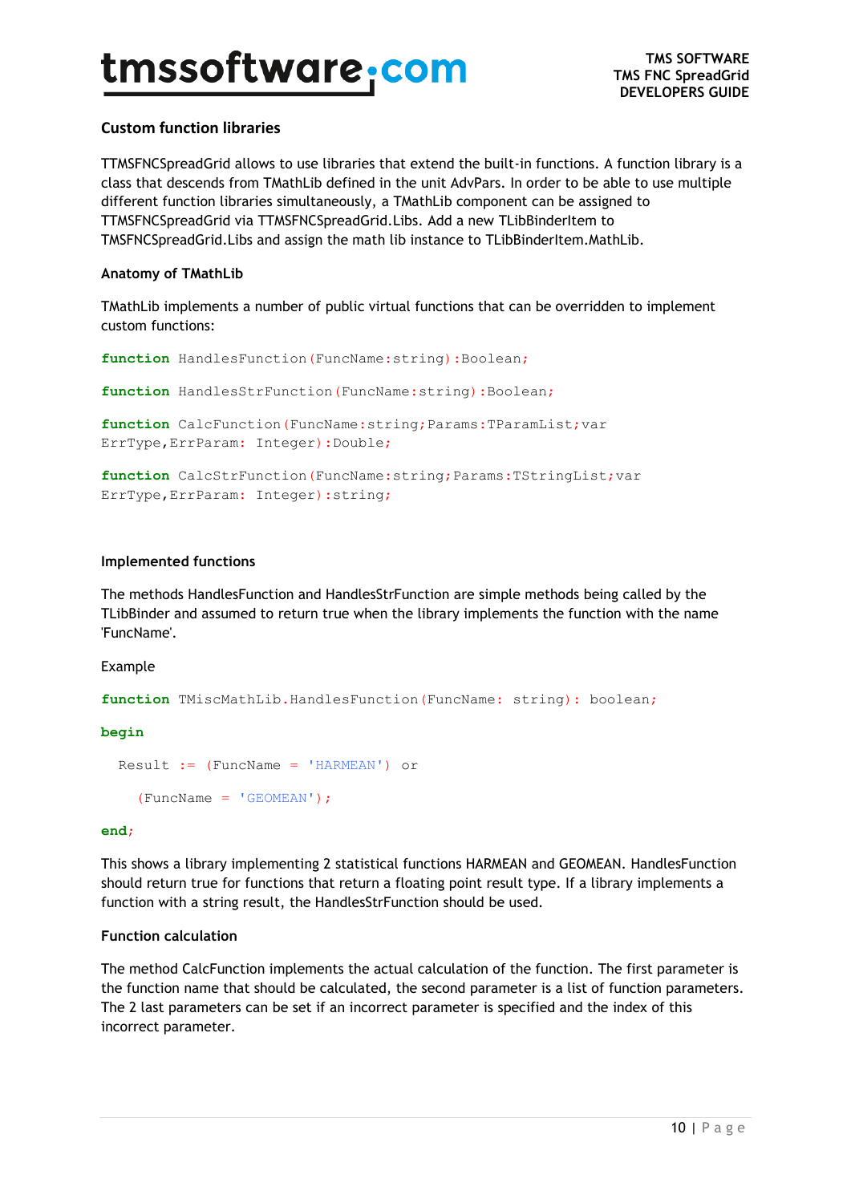## Custom function libraries

TTMSFNCSpreadGrid allows to use libraries that extend the built-in functions. A function library is a class that descends from TMathLib defined in the unit AdvPars. In order to be able to use multiple different function libraries simultaneously, a TMathLib component can be assigned to TTMSFNCSpreadGrid via TTMSFNCSpreadGrid.Libs. Add a new TLibBinderItem to TMSFNCSpreadGrid.Libs and assign the math lib instance to TLibBinderItem.MathLib.

### Anatomy of TMathLib

TMathLib implements a number of public virtual functions that can be overridden to implement custom functions:

```
function HandlesFunction(FuncName:string):Boolean;

function HandlesStrFunction(FuncName:string):Boolean;

function CalcFunction(FuncName:string;Params:TParamList;var
ErrType,ErrParam: Integer):Double;

function CalcStrFunction(FuncName:string;Params:TStringList;var
ErrType,ErrParam: Integer):string;
```

### Implemented functions

The methods HandlesFunction and HandlesStrFunction are simple methods being called by the TLibBinder and assumed to return true when the library implements the function with the name 'FuncName'.

Example

```
function TMiscMathLib.HandlesFunction(FuncName: string): boolean;
begin
  Result := (FuncName = 'HARMEAN') or
    (FuncName = 'GEOMEAN');
end;
```

This shows a library implementing 2 statistical functions HARMEAN and GEOMEAN. HandlesFunction should return true for functions that return a floating point result type. If a library implements a function with a string result, the HandlesStrFunction should be used.

### Function calculation

The method CalcFunction implements the actual calculation of the function. The first parameter is the function name that should be calculated, the second parameter is a list of function parameters. The 2 last parameters can be set if an incorrect parameter is specified and the index of this incorrect parameter.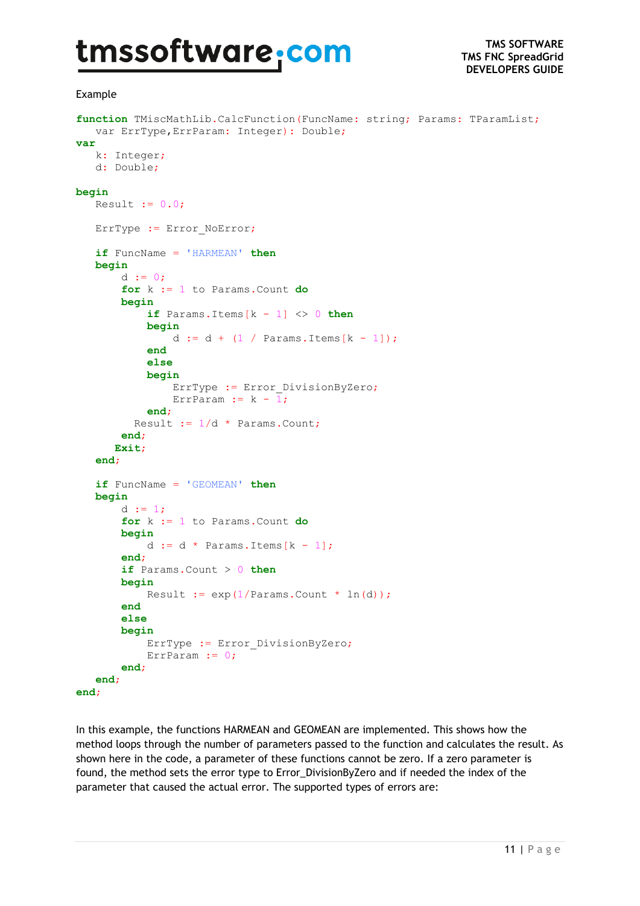Example

```
function TMiscMathLib.CalcFunction(FuncName: string; Params: TParamList;
   var ErrType,ErrParam: Integer): Double;
var
   k: Integer;
   d: Double;

begin
   Result := 0.0;

   ErrType := Error_NoError;

   if FuncName = 'HARMEAN' then
   begin
       d := 0;
       for k := 1 to Params.Count do
       begin
           if Params.Items[k - 1] <> 0 then
           begin
               d := d + (1 / Params.Items[k - 1]);
           end
           else
           begin
               ErrType := Error_DivisionByZero;
               ErrParam := k - 1;
           end;
          Result := 1/d * Params.Count;
       end;
      Exit;
   end;

   if FuncName = 'GEOMEAN' then
   begin
       d := 1;
       for k := 1 to Params.Count do
       begin
           d := d * Params.Items[k - 1];
       end;
       if Params.Count > 0 then
       begin
           Result := exp(1/Params.Count * ln(d));
       end
       else
       begin
           ErrType := Error_DivisionByZero;
           ErrParam := 0;
       end;
   end;
end;
```

In this example, the functions HARMEAN and GEOMEAN are implemented. This shows how the method loops through the number of parameters passed to the function and calculates the result. As shown here in the code, a parameter of these functions cannot be zero. If a zero parameter is found, the method sets the error type to Error_DivisionByZero and if needed the index of the parameter that caused the actual error. The supported types of errors are: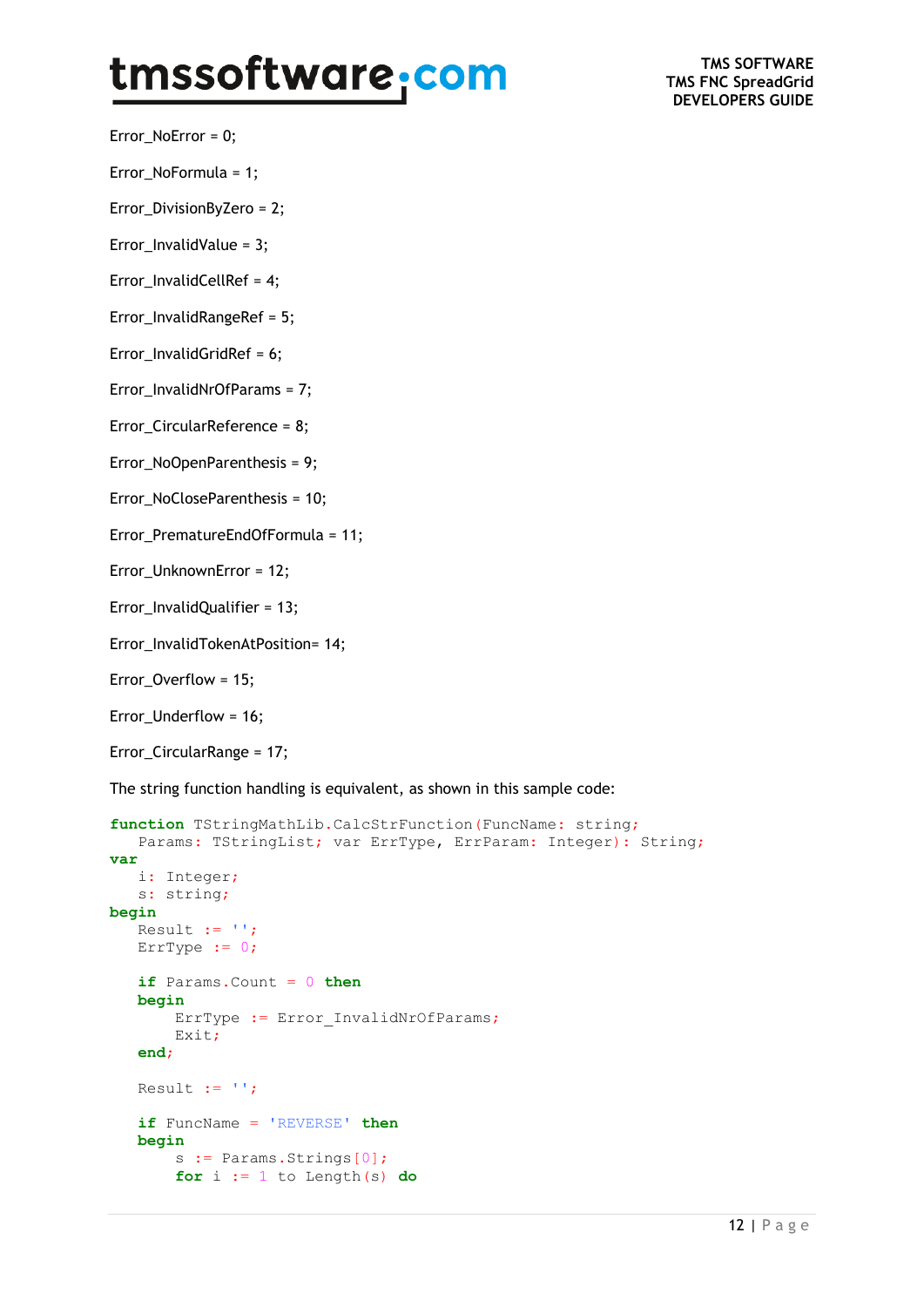Error_NoError = 0;

Error_NoFormula = 1;

Error_DivisionByZero = 2;

Error_InvalidValue = 3;

Error_InvalidCellRef = 4;

Error_InvalidRangeRef = 5;

Error_InvalidGridRef = 6;

Error_InvalidNrOfParams = 7;

Error_CircularReference = 8;

Error_NoOpenParenthesis = 9;

Error_NoCloseParenthesis = 10;

Error_PrematureEndOfFormula = 11;

Error_UnknownError = 12;

Error_InvalidQualifier = 13;

Error_InvalidTokenAtPosition= 14;

Error_Overflow = 15;

Error_Underflow = 16;

Error_CircularRange = 17;

The string function handling is equivalent, as shown in this sample code:

```
function TStringMathLib.CalcStrFunction(FuncName: string;
   Params: TStringList; var ErrType, ErrParam: Integer): String;
var
   i: Integer;
   s: string;
begin
   Result := '';
   ErrType := 0;

   if Params.Count = 0 then
   begin
       ErrType := Error_InvalidNrOfParams;
       Exit;
   end;

   Result := '';

   if FuncName = 'REVERSE' then
   begin
       s := Params.Strings[0];
       for i := 1 to Length(s) do
```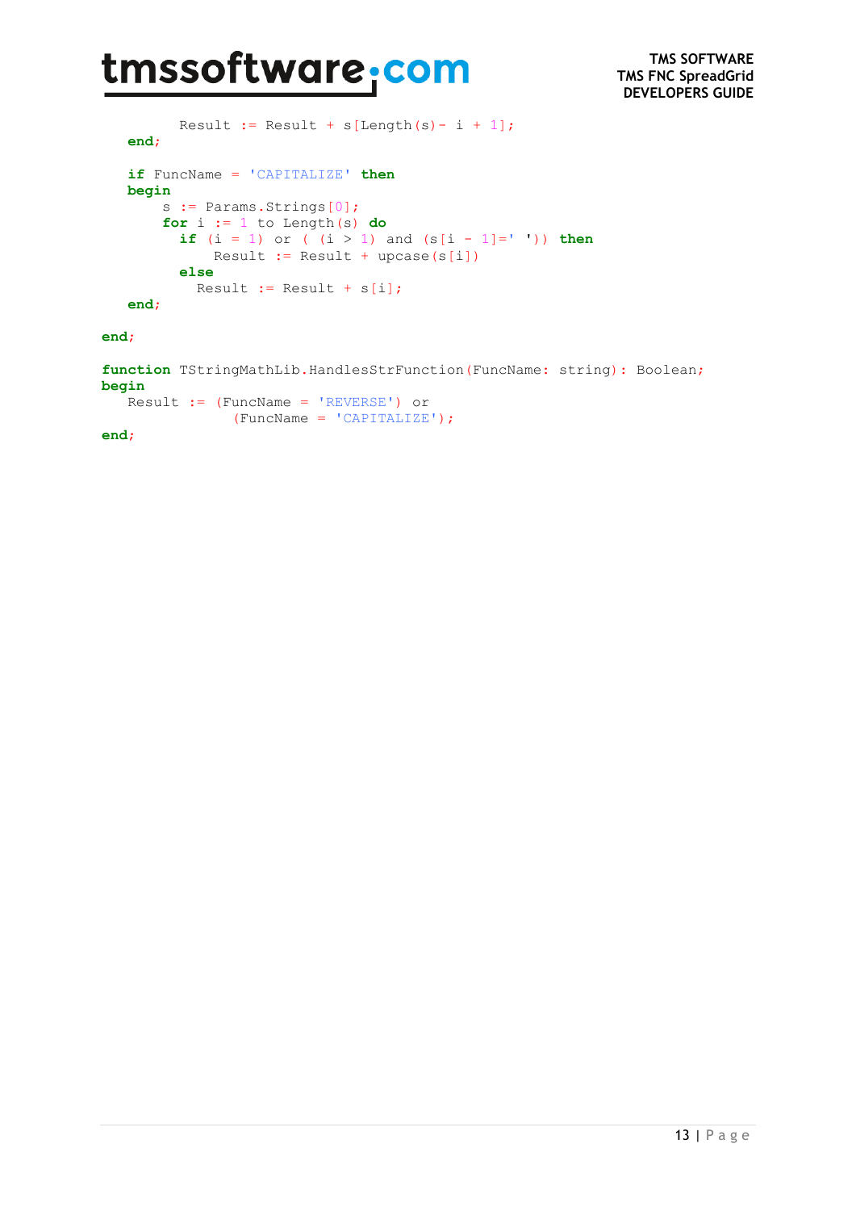```
        Result := Result + s[Length(s)- i + 1];
   end;

   if FuncName = 'CAPITALIZE' then
   begin
      s := Params.Strings[0];
      for i := 1 to Length(s) do
        if (i = 1) or ( (i > 1) and (s[i - 1]=' ')) then
           Result := Result + upcase(s[i])
        else
          Result := Result + s[i];
   end;

end;

function TStringMathLib.HandlesStrFunction(FuncName: string): Boolean;
begin
   Result := (FuncName = 'REVERSE') or
             (FuncName = 'CAPITALIZE');
end;
```